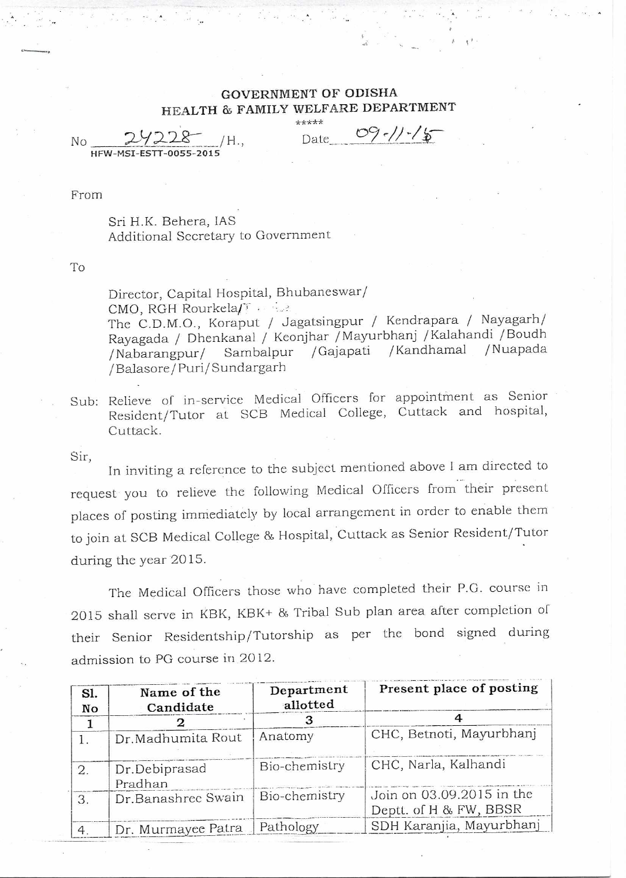**GOVERNMENT OF ODISHA**
**HEALTH & FAMILY WELFARE DEPARTMENT**

\*\*\*\*\*

No 24228 /H., Date 09-11-15
HFW-MSI-ESTT-0055-2015

From

Sri H.K. Behera, IAS
Additional Secretary to Government

To

Director, Capital Hospital, Bhubaneswar/
CMO, RGH Rourkela/
The C.D.M.O., Koraput / Jagatsingpur / Kendrapara / Nayagarh/ Rayagada / Dhenkanal / Keonjhar /Mayurbhanj /Kalahandi /Boudh /Nabarangpur/ Sambalpur /Gajapati /Kandhamal /Nuapada /Balasore/Puri/Sundargarh

Sub: Relieve of in-service Medical Officers for appointment as Senior Resident/Tutor at SCB Medical College, Cuttack and hospital, Cuttack.

Sir,

In inviting a reference to the subject mentioned above I am directed to request you to relieve the following Medical Officers from their present places of posting immediately by local arrangement in order to enable them to join at SCB Medical College & Hospital, Cuttack as Senior Resident/Tutor during the year 2015.

The Medical Officers those who have completed their P.G. course in 2015 shall serve in KBK, KBK+ & Tribal Sub plan area after completion of their Senior Residentship/Tutorship as per the bond signed during admission to PG course in 2012.

| Sl. No | Name of the Candidate | Department allotted | Present place of posting |
|---|---|---|---|
| 1 | 2 | 3 | 4 |
| 1. | Dr.Madhumita Rout | Anatomy | CHC, Betnoti, Mayurbhanj |
| 2. | Dr.Debiprasad Pradhan | Bio-chemistry | CHC, Narla, Kalhandi |
| 3. | Dr.Banashree Swain | Bio-chemistry | Join on 03.09.2015 in the Deptt. of H & FW, BBSR |
| 4. | Dr. Murmayee Patra | Pathology | SDH Karanjia, Mayurbhanj |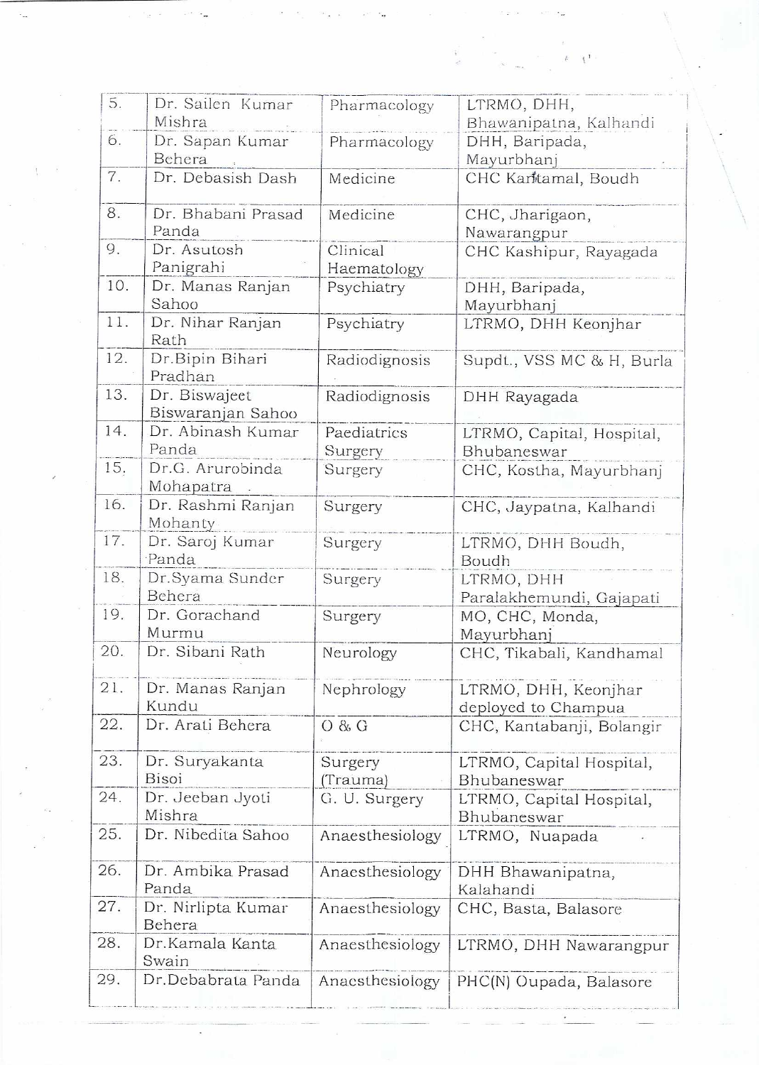| | | | |
|---|---|---|---|
| 5. | Dr. Sailen Kumar Mishra | Pharmacology | LTRMO, DHH, Bhawanipatna, Kalhandi |
| 6. | Dr. Sapan Kumar Behera | Pharmacology | DHH, Baripada, Mayurbhanj |
| 7. | Dr. Debasish Dash | Medicine | CHC Kantamal, Boudh |
| 8. | Dr. Bhabani Prasad Panda | Medicine | CHC, Jharigaon, Nawarangpur |
| 9. | Dr. Asutosh Panigrahi | Clinical Haematology | CHC Kashipur, Rayagada |
| 10. | Dr. Manas Ranjan Sahoo | Psychiatry | DHH, Baripada, Mayurbhanj |
| 11. | Dr. Nihar Ranjan Rath | Psychiatry | LTRMO, DHH Keonjhar |
| 12. | Dr.Bipin Bihari Pradhan | Radiodignosis | Supdt., VSS MC & H, Burla |
| 13. | Dr. Biswajeet Biswaranjan Sahoo | Radiodignosis | DHH Rayagada |
| 14. | Dr. Abinash Kumar Panda | Paediatrics Surgery | LTRMO, Capital, Hospital, Bhubaneswar |
| 15. | Dr.G. Arurobinda Mohapatra | Surgery | CHC, Kostha, Mayurbhanj |
| 16. | Dr. Rashmi Ranjan Mohanty | Surgery | CHC, Jaypatna, Kalhandi |
| 17. | Dr. Saroj Kumar Panda | Surgery | LTRMO, DHH Boudh, Boudh |
| 18. | Dr.Syama Sunder Behera | Surgery | LTRMO, DHH Paralakhemundi, Gajapati |
| 19. | Dr. Gorachand Murmu | Surgery | MO, CHC, Monda, Mayurbhanj |
| 20. | Dr. Sibani Rath | Neurology | CHC, Tikabali, Kandhamal |
| 21. | Dr. Manas Ranjan Kundu | Nephrology | LTRMO, DHH, Keonjhar deployed to Champua |
| 22. | Dr. Arati Behera | O & G | CHC, Kantabanji, Bolangir |
| 23. | Dr. Suryakanta Bisoi | Surgery (Trauma) | LTRMO, Capital Hospital, Bhubaneswar |
| 24. | Dr. Jeeban Jyoti Mishra | G. U. Surgery | LTRMO, Capital Hospital, Bhubaneswar |
| 25. | Dr. Nibedita Sahoo | Anaesthesiology | LTRMO, Nuapada |
| 26. | Dr. Ambika Prasad Panda | Anaesthesiology | DHH Bhawanipatna, Kalahandi |
| 27. | Dr. Nirlipta Kumar Behera | Anaesthesiology | CHC, Basta, Balasore |
| 28. | Dr.Kamala Kanta Swain | Anaesthesiology | LTRMO, DHH Nawarangpur |
| 29. | Dr.Debabrata Panda | Anaesthesiology | PHC(N) Oupada, Balasore |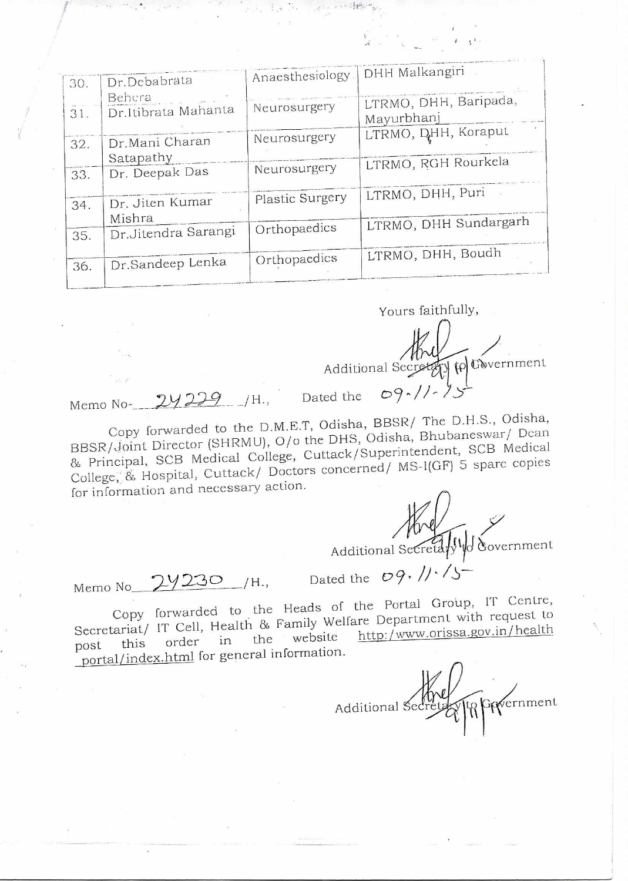| | | | |
|---|---|---|---|
| 30. | Dr.Debabrata Behera | Anaesthesiology | DHH Malkangiri |
| 31. | Dr.Itibrata Mahanta | Neurosurgery | LTRMO, DHH, Baripada, Mayurbhanj |
| 32. | Dr.Mani Charan Satapathy | Neurosurgery | LTRMO, DHH, Koraput |
| 33. | Dr. Deepak Das | Neurosurgery | LTRMO, RGH Rourkela |
| 34. | Dr. Jiten Kumar Mishra | Plastic Surgery | LTRMO, DHH, Puri |
| 35. | Dr.Jitendra Sarangi | Orthopaedics | LTRMO, DHH Sundargarh |
| 36. | Dr.Sandeep Lenka | Orthopaedics | LTRMO, DHH, Boudh |

Yours faithfully,

Additional Secretary to Government

Memo No- 24229 /H., Dated the 09.11.15

Copy forwarded to the D.M.E.T, Odisha, BBSR/ The D.H.S., Odisha, BBSR/Joint Director (SHRMU), O/o the DHS, Odisha, Bhubaneswar/ Dean & Principal, SCB Medical College, Cuttack/Superintendent, SCB Medical College, & Hospital, Cuttack/ Doctors concerned/ MS-I(GF) 5 spare copies for information and necessary action.

Additional Secretary to Government

Memo No 24230 /H., Dated the 09.11.15

Copy forwarded to the Heads of the Portal Group, IT Centre, Secretariat/ IT Cell, Health & Family Welfare Department with request to post this order in the website http:/www.orissa.gov.in/health portal/index.html for general information.

Additional Secretary to Government